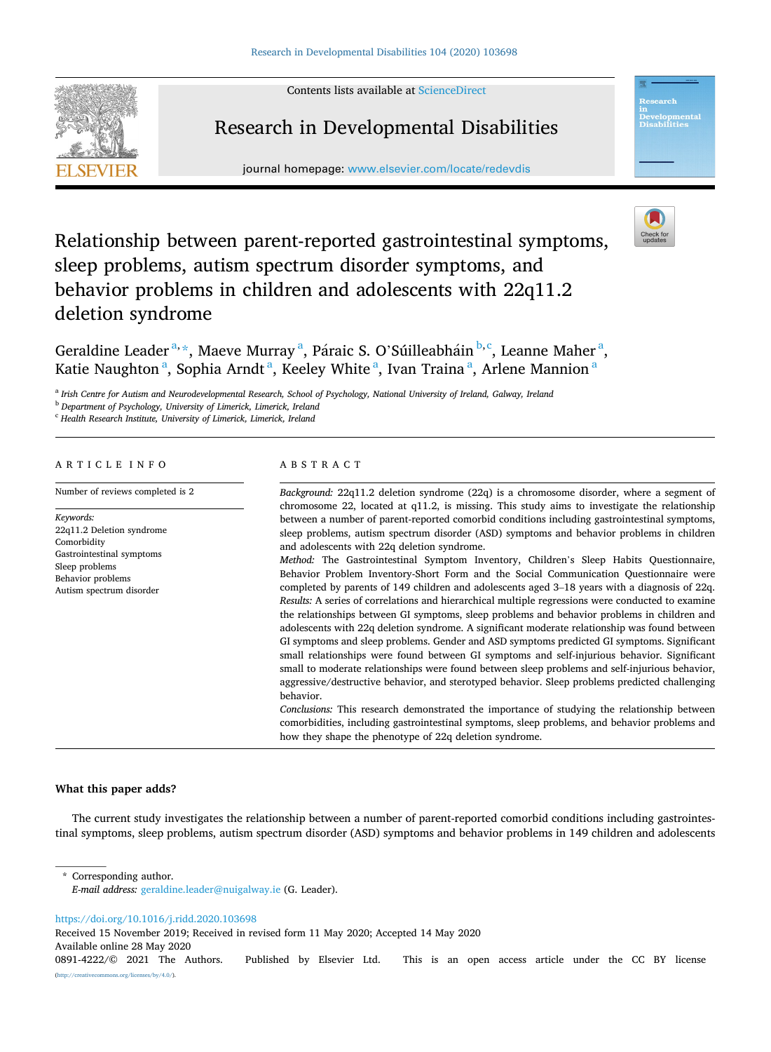# Relationship between parent-reported gastrointestinal symptoms, sleep problems, autism spectrum disorder symptoms, and behavior problems in children and adolescents with 22q11.2 deletion syndrome

Geraldine Leader[a,*], Maeve Murray[a], Páraic S. O'Súilleabháin[b,c], Leanne Maher[a], Katie Naughton[a], Sophia Arndt[a], Keeley White[a], Ivan Traina[a], Arlene Mannion[a]

[a] *Irish Centre for Autism and Neurodevelopmental Research, School of Psychology, National University of Ireland, Galway, Ireland*
[b] *Department of Psychology, University of Limerick, Limerick, Ireland*
[c] *Health Research Institute, University of Limerick, Limerick, Ireland*

## ARTICLE INFO

Number of reviews completed is 2

*Keywords:*
22q11.2 Deletion syndrome
Comorbidity
Gastrointestinal symptoms
Sleep problems
Behavior problems
Autism spectrum disorder

## ABSTRACT

*Background:* 22q11.2 deletion syndrome (22q) is a chromosome disorder, where a segment of chromosome 22, located at q11.2, is missing. This study aims to investigate the relationship between a number of parent-reported comorbid conditions including gastrointestinal symptoms, sleep problems, autism spectrum disorder (ASD) symptoms and behavior problems in children and adolescents with 22q deletion syndrome.

*Method:* The Gastrointestinal Symptom Inventory, Children's Sleep Habits Questionnaire, Behavior Problem Inventory-Short Form and the Social Communication Questionnaire were completed by parents of 149 children and adolescents aged 3–18 years with a diagnosis of 22q.

*Results:* A series of correlations and hierarchical multiple regressions were conducted to examine the relationships between GI symptoms, sleep problems and behavior problems in children and adolescents with 22q deletion syndrome. A significant moderate relationship was found between GI symptoms and sleep problems. Gender and ASD symptoms predicted GI symptoms. Significant small relationships were found between GI symptoms and self-injurious behavior. Significant small to moderate relationships were found between sleep problems and self-injurious behavior, aggressive/destructive behavior, and sterotyped behavior. Sleep problems predicted challenging behavior.

*Conclusions:* This research demonstrated the importance of studying the relationship between comorbidities, including gastrointestinal symptoms, sleep problems, and behavior problems and how they shape the phenotype of 22q deletion syndrome.

### What this paper adds?

The current study investigates the relationship between a number of parent-reported comorbid conditions including gastrointestinal symptoms, sleep problems, autism spectrum disorder (ASD) symptoms and behavior problems in 149 children and adolescents

\* Corresponding author.
*E-mail address:* geraldine.leader@nuigalway.ie (G. Leader).

https://doi.org/10.1016/j.ridd.2020.103698
Received 15 November 2019; Received in revised form 11 May 2020; Accepted 14 May 2020
Available online 28 May 2020
0891-4222/© 2021 The Authors. Published by Elsevier Ltd. This is an open access article under the CC BY license (http://creativecommons.org/licenses/by/4.0/).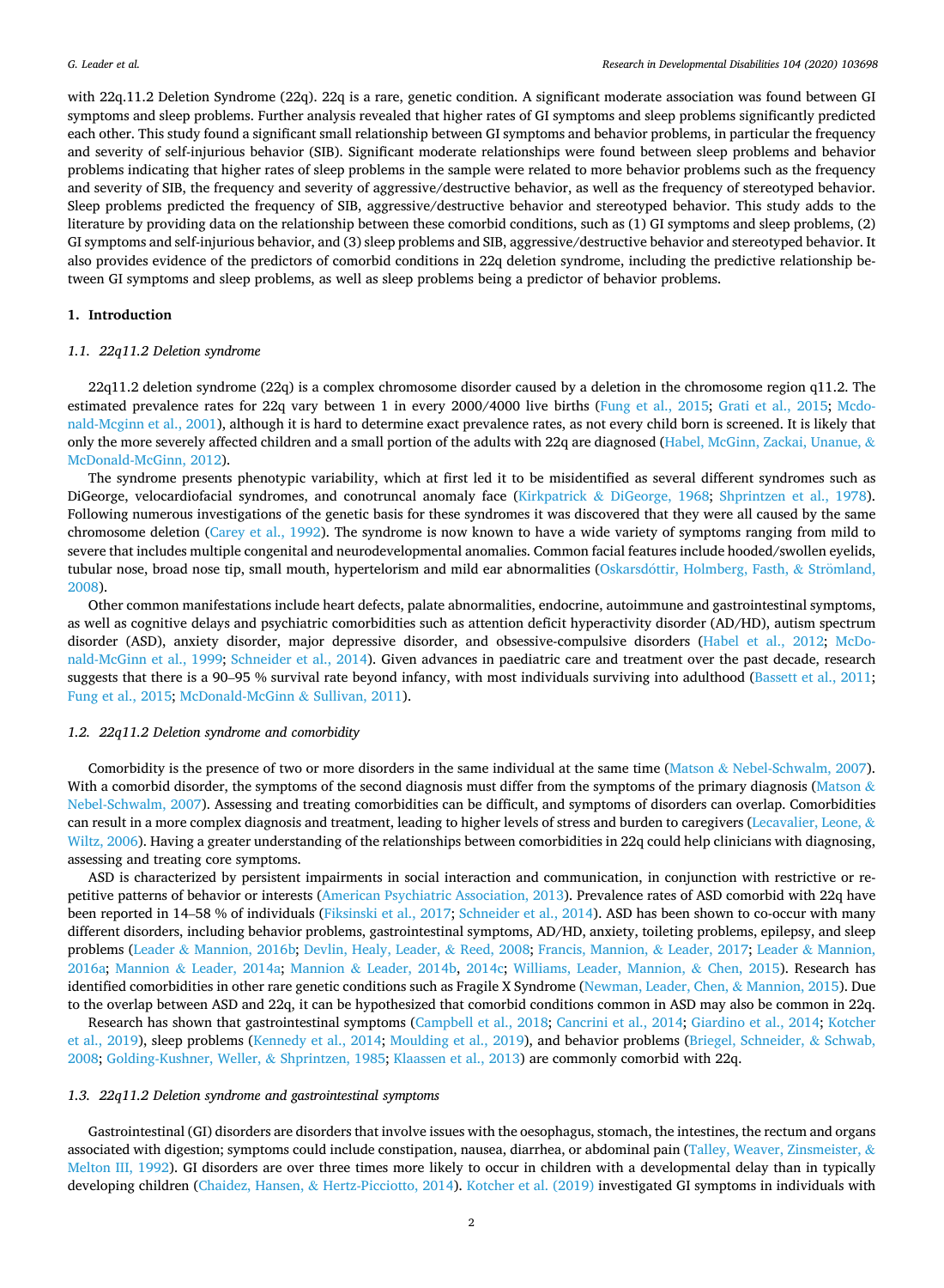with 22q11.2 Deletion Syndrome (22q). 22q is a rare, genetic condition. A significant moderate association was found between GI symptoms and sleep problems. Further analysis revealed that higher rates of GI symptoms and sleep problems significantly predicted each other. This study found a significant small relationship between GI symptoms and behavior problems, in particular the frequency and severity of self-injurious behavior (SIB). Significant moderate relationships were found between sleep problems and behavior problems indicating that higher rates of sleep problems in the sample were related to more behavior problems such as the frequency and severity of SIB, the frequency and severity of aggressive/destructive behavior, as well as the frequency of stereotyped behavior. Sleep problems predicted the frequency of SIB, aggressive/destructive behavior and stereotyped behavior. This study adds to the literature by providing data on the relationship between these comorbid conditions, such as (1) GI symptoms and sleep problems, (2) GI symptoms and self-injurious behavior, and (3) sleep problems and SIB, aggressive/destructive behavior and stereotyped behavior. It also provides evidence of the predictors of comorbid conditions in 22q deletion syndrome, including the predictive relationship between GI symptoms and sleep problems, as well as sleep problems being a predictor of behavior problems.

## 1. Introduction

### 1.1. 22q11.2 Deletion syndrome

22q11.2 deletion syndrome (22q) is a complex chromosome disorder caused by a deletion in the chromosome region q11.2. The estimated prevalence rates for 22q vary between 1 in every 2000/4000 live births (Fung et al., 2015; Grati et al., 2015; Mcdonald-Mcginn et al., 2001), although it is hard to determine exact prevalence rates, as not every child born is screened. It is likely that only the more severely affected children and a small portion of the adults with 22q are diagnosed (Habel, McGinn, Zackai, Unanue, & McDonald-McGinn, 2012).

The syndrome presents phenotypic variability, which at first led it to be misidentified as several different syndromes such as DiGeorge, velocardiofacial syndromes, and conotruncal anomaly face (Kirkpatrick & DiGeorge, 1968; Shprintzen et al., 1978). Following numerous investigations of the genetic basis for these syndromes it was discovered that they were all caused by the same chromosome deletion (Carey et al., 1992). The syndrome is now known to have a wide variety of symptoms ranging from mild to severe that includes multiple congenital and neurodevelopmental anomalies. Common facial features include hooded/swollen eyelids, tubular nose, broad nose tip, small mouth, hypertelorism and mild ear abnormalities (Oskarsdóttir, Holmberg, Fasth, & Strömland, 2008).

Other common manifestations include heart defects, palate abnormalities, endocrine, autoimmune and gastrointestinal symptoms, as well as cognitive delays and psychiatric comorbidities such as attention deficit hyperactivity disorder (AD/HD), autism spectrum disorder (ASD), anxiety disorder, major depressive disorder, and obsessive-compulsive disorders (Habel et al., 2012; McDonald-McGinn et al., 1999; Schneider et al., 2014). Given advances in paediatric care and treatment over the past decade, research suggests that there is a 90–95 % survival rate beyond infancy, with most individuals surviving into adulthood (Bassett et al., 2011; Fung et al., 2015; McDonald-McGinn & Sullivan, 2011).

### 1.2. 22q11.2 Deletion syndrome and comorbidity

Comorbidity is the presence of two or more disorders in the same individual at the same time (Matson & Nebel-Schwalm, 2007). With a comorbid disorder, the symptoms of the second diagnosis must differ from the symptoms of the primary diagnosis (Matson & Nebel-Schwalm, 2007). Assessing and treating comorbidities can be difficult, and symptoms of disorders can overlap. Comorbidities can result in a more complex diagnosis and treatment, leading to higher levels of stress and burden to caregivers (Lecavalier, Leone, & Wiltz, 2006). Having a greater understanding of the relationships between comorbidities in 22q could help clinicians with diagnosing, assessing and treating core symptoms.

ASD is characterized by persistent impairments in social interaction and communication, in conjunction with restrictive or repetitive patterns of behavior or interests (American Psychiatric Association, 2013). Prevalence rates of ASD comorbid with 22q have been reported in 14–58 % of individuals (Fiksinski et al., 2017; Schneider et al., 2014). ASD has been shown to co-occur with many different disorders, including behavior problems, gastrointestinal symptoms, AD/HD, anxiety, toileting problems, epilepsy, and sleep problems (Leader & Mannion, 2016b; Devlin, Healy, Leader, & Reed, 2008; Francis, Mannion, & Leader, 2017; Leader & Mannion, 2016a; Mannion & Leader, 2014a; Mannion & Leader, 2014b, 2014c; Williams, Leader, Mannion, & Chen, 2015). Research has identified comorbidities in other rare genetic conditions such as Fragile X Syndrome (Newman, Leader, Chen, & Mannion, 2015). Due to the overlap between ASD and 22q, it can be hypothesized that comorbid conditions common in ASD may also be common in 22q.

Research has shown that gastrointestinal symptoms (Campbell et al., 2018; Cancrini et al., 2014; Giardino et al., 2014; Kotcher et al., 2019), sleep problems (Kennedy et al., 2014; Moulding et al., 2019), and behavior problems (Briegel, Schneider, & Schwab, 2008; Golding-Kushner, Weller, & Shprintzen, 1985; Klaassen et al., 2013) are commonly comorbid with 22q.

### 1.3. 22q11.2 Deletion syndrome and gastrointestinal symptoms

Gastrointestinal (GI) disorders are disorders that involve issues with the oesophagus, stomach, the intestines, the rectum and organs associated with digestion; symptoms could include constipation, nausea, diarrhea, or abdominal pain (Talley, Weaver, Zinsmeister, & Melton III, 1992). GI disorders are over three times more likely to occur in children with a developmental delay than in typically developing children (Chaidez, Hansen, & Hertz-Picciotto, 2014). Kotcher et al. (2019) investigated GI symptoms in individuals with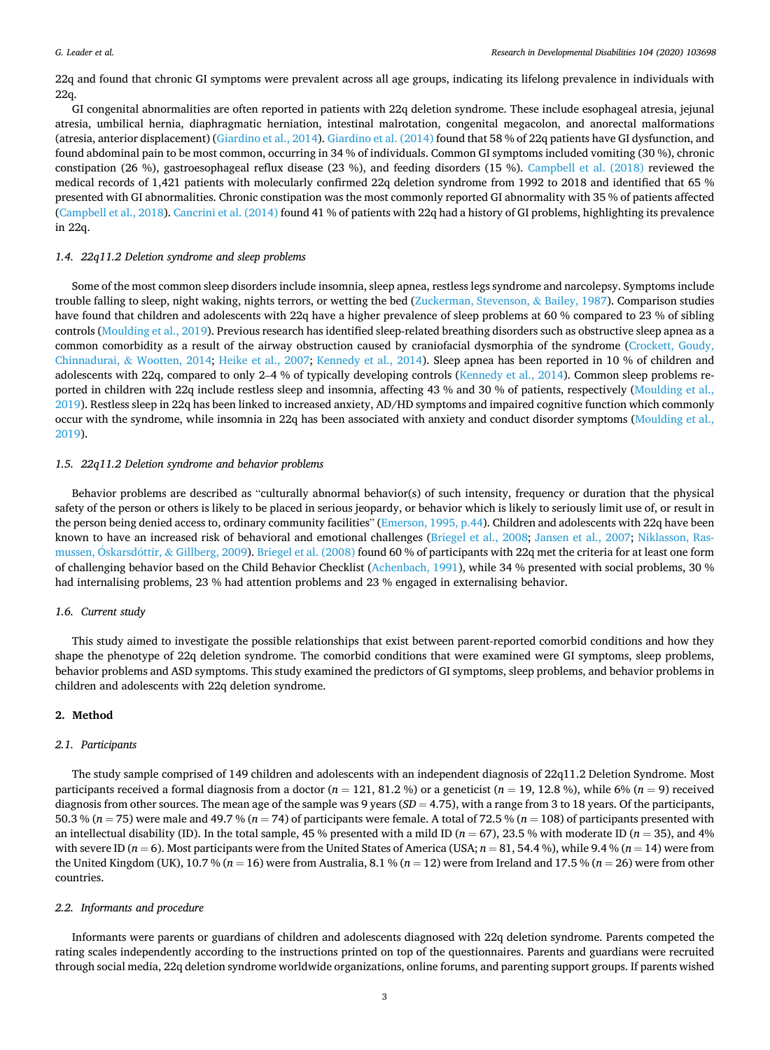22q and found that chronic GI symptoms were prevalent across all age groups, indicating its lifelong prevalence in individuals with 22q.

GI congenital abnormalities are often reported in patients with 22q deletion syndrome. These include esophageal atresia, jejunal atresia, umbilical hernia, diaphragmatic herniation, intestinal malrotation, congenital megacolon, and anorectal malformations (atresia, anterior displacement) (Giardino et al., 2014). Giardino et al. (2014) found that 58 % of 22q patients have GI dysfunction, and found abdominal pain to be most common, occurring in 34 % of individuals. Common GI symptoms included vomiting (30 %), chronic constipation (26 %), gastroesophageal reflux disease (23 %), and feeding disorders (15 %). Campbell et al. (2018) reviewed the medical records of 1,421 patients with molecularly confirmed 22q deletion syndrome from 1992 to 2018 and identified that 65 % presented with GI abnormalities. Chronic constipation was the most commonly reported GI abnormality with 35 % of patients affected (Campbell et al., 2018). Cancrini et al. (2014) found 41 % of patients with 22q had a history of GI problems, highlighting its prevalence in 22q.

### *1.4. 22q11.2 Deletion syndrome and sleep problems*

Some of the most common sleep disorders include insomnia, sleep apnea, restless legs syndrome and narcolepsy. Symptoms include trouble falling to sleep, night waking, nights terrors, or wetting the bed (Zuckerman, Stevenson, & Bailey, 1987). Comparison studies have found that children and adolescents with 22q have a higher prevalence of sleep problems at 60 % compared to 23 % of sibling controls (Moulding et al., 2019). Previous research has identified sleep-related breathing disorders such as obstructive sleep apnea as a common comorbidity as a result of the airway obstruction caused by craniofacial dysmorphia of the syndrome (Crockett, Goudy, Chinnadurai, & Wootten, 2014; Heike et al., 2007; Kennedy et al., 2014). Sleep apnea has been reported in 10 % of children and adolescents with 22q, compared to only 2–4 % of typically developing controls (Kennedy et al., 2014). Common sleep problems reported in children with 22q include restless sleep and insomnia, affecting 43 % and 30 % of patients, respectively (Moulding et al., 2019). Restless sleep in 22q has been linked to increased anxiety, AD/HD symptoms and impaired cognitive function which commonly occur with the syndrome, while insomnia in 22q has been associated with anxiety and conduct disorder symptoms (Moulding et al., 2019).

### *1.5. 22q11.2 Deletion syndrome and behavior problems*

Behavior problems are described as "culturally abnormal behavior(s) of such intensity, frequency or duration that the physical safety of the person or others is likely to be placed in serious jeopardy, or behavior which is likely to seriously limit use of, or result in the person being denied access to, ordinary community facilities" (Emerson, 1995, p.44). Children and adolescents with 22q have been known to have an increased risk of behavioral and emotional challenges (Briegel et al., 2008; Jansen et al., 2007; Niklasson, Rasmussen, Óskarsdóttir, & Gillberg, 2009). Briegel et al. (2008) found 60 % of participants with 22q met the criteria for at least one form of challenging behavior based on the Child Behavior Checklist (Achenbach, 1991), while 34 % presented with social problems, 30 % had internalising problems, 23 % had attention problems and 23 % engaged in externalising behavior.

### *1.6. Current study*

This study aimed to investigate the possible relationships that exist between parent-reported comorbid conditions and how they shape the phenotype of 22q deletion syndrome. The comorbid conditions that were examined were GI symptoms, sleep problems, behavior problems and ASD symptoms. This study examined the predictors of GI symptoms, sleep problems, and behavior problems in children and adolescents with 22q deletion syndrome.

## 2. Method

### *2.1. Participants*

The study sample comprised of 149 children and adolescents with an independent diagnosis of 22q11.2 Deletion Syndrome. Most participants received a formal diagnosis from a doctor ($n = 121$, 81.2 %) or a geneticist ($n = 19$, 12.8 %), while 6% ($n = 9$) received diagnosis from other sources. The mean age of the sample was 9 years ($SD = 4.75$), with a range from 3 to 18 years. Of the participants, 50.3 % ($n = 75$) were male and 49.7 % ($n = 74$) of participants were female. A total of 72.5 % ($n = 108$) of participants presented with an intellectual disability (ID). In the total sample, 45 % presented with a mild ID ($n = 67$), 23.5 % with moderate ID ($n = 35$), and 4% with severe ID ($n = 6$). Most participants were from the United States of America (USA; $n = 81$, 54.4 %), while 9.4 % ($n = 14$) were from the United Kingdom (UK), 10.7 % ($n = 16$) were from Australia, 8.1 % ($n = 12$) were from Ireland and 17.5 % ($n = 26$) were from other countries.

### *2.2. Informants and procedure*

Informants were parents or guardians of children and adolescents diagnosed with 22q deletion syndrome. Parents competed the rating scales independently according to the instructions printed on top of the questionnaires. Parents and guardians were recruited through social media, 22q deletion syndrome worldwide organizations, online forums, and parenting support groups. If parents wished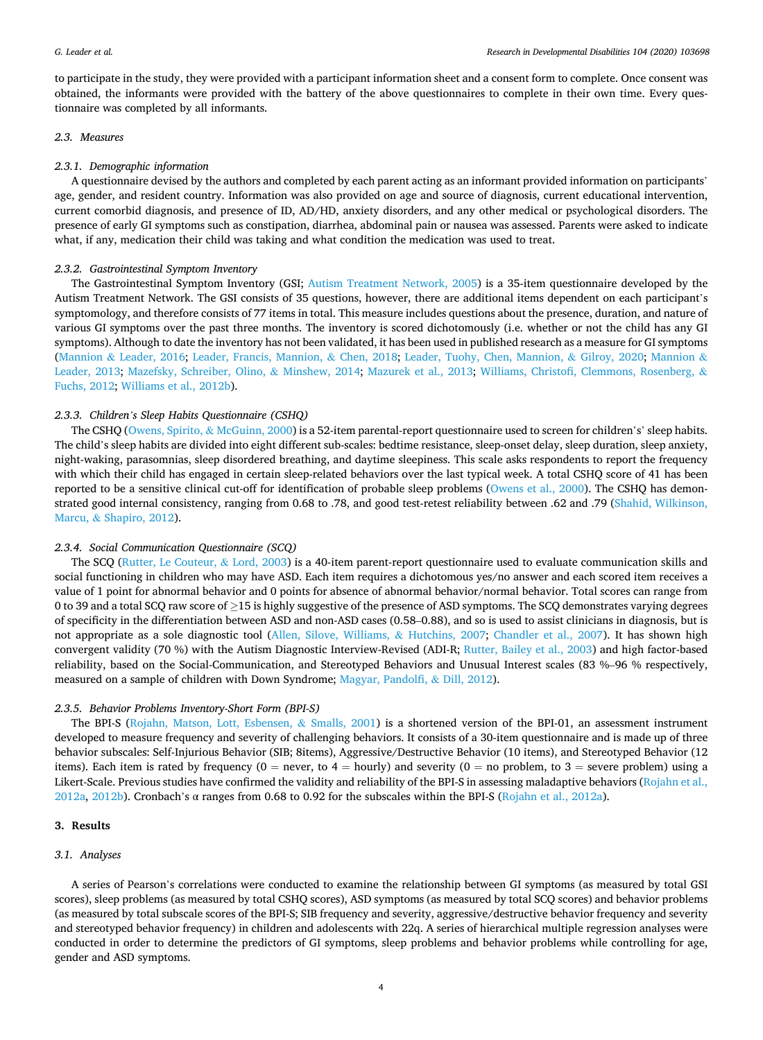to participate in the study, they were provided with a participant information sheet and a consent form to complete. Once consent was obtained, the informants were provided with the battery of the above questionnaires to complete in their own time. Every questionnaire was completed by all informants.

### 2.3. Measures

#### 2.3.1. Demographic information

A questionnaire devised by the authors and completed by each parent acting as an informant provided information on participants' age, gender, and resident country. Information was also provided on age and source of diagnosis, current educational intervention, current comorbid diagnosis, and presence of ID, AD/HD, anxiety disorders, and any other medical or psychological disorders. The presence of early GI symptoms such as constipation, diarrhea, abdominal pain or nausea was assessed. Parents were asked to indicate what, if any, medication their child was taking and what condition the medication was used to treat.

#### 2.3.2. Gastrointestinal Symptom Inventory

The Gastrointestinal Symptom Inventory (GSI; Autism Treatment Network, 2005) is a 35-item questionnaire developed by the Autism Treatment Network. The GSI consists of 35 questions, however, there are additional items dependent on each participant's symptomology, and therefore consists of 77 items in total. This measure includes questions about the presence, duration, and nature of various GI symptoms over the past three months. The inventory is scored dichotomously (i.e. whether or not the child has any GI symptoms). Although to date the inventory has not been validated, it has been used in published research as a measure for GI symptoms (Mannion & Leader, 2016; Leader, Francis, Mannion, & Chen, 2018; Leader, Tuohy, Chen, Mannion, & Gilroy, 2020; Mannion & Leader, 2013; Mazefsky, Schreiber, Olino, & Minshew, 2014; Mazurek et al., 2013; Williams, Christofi, Clemmons, Rosenberg, & Fuchs, 2012; Williams et al., 2012b).

#### 2.3.3. Children's Sleep Habits Questionnaire (CSHQ)

The CSHQ (Owens, Spirito, & McGuinn, 2000) is a 52-item parental-report questionnaire used to screen for children's' sleep habits. The child's sleep habits are divided into eight different sub-scales: bedtime resistance, sleep-onset delay, sleep duration, sleep anxiety, night-waking, parasomnias, sleep disordered breathing, and daytime sleepiness. This scale asks respondents to report the frequency with which their child has engaged in certain sleep-related behaviors over the last typical week. A total CSHQ score of 41 has been reported to be a sensitive clinical cut-off for identification of probable sleep problems (Owens et al., 2000). The CSHQ has demonstrated good internal consistency, ranging from 0.68 to .78, and good test-retest reliability between .62 and .79 (Shahid, Wilkinson, Marcu, & Shapiro, 2012).

#### 2.3.4. Social Communication Questionnaire (SCQ)

The SCQ (Rutter, Le Couteur, & Lord, 2003) is a 40-item parent-report questionnaire used to evaluate communication skills and social functioning in children who may have ASD. Each item requires a dichotomous yes/no answer and each scored item receives a value of 1 point for abnormal behavior and 0 points for absence of abnormal behavior/normal behavior. Total scores can range from 0 to 39 and a total SCQ raw score of ≥15 is highly suggestive of the presence of ASD symptoms. The SCQ demonstrates varying degrees of specificity in the differentiation between ASD and non-ASD cases (0.58–0.88), and so is used to assist clinicians in diagnosis, but is not appropriate as a sole diagnostic tool (Allen, Silove, Williams, & Hutchins, 2007; Chandler et al., 2007). It has shown high convergent validity (70 %) with the Autism Diagnostic Interview-Revised (ADI-R; Rutter, Bailey et al., 2003) and high factor-based reliability, based on the Social-Communication, and Stereotyped Behaviors and Unusual Interest scales (83 %–96 % respectively, measured on a sample of children with Down Syndrome; Magyar, Pandolfi, & Dill, 2012).

#### 2.3.5. Behavior Problems Inventory-Short Form (BPI-S)

The BPI-S (Rojahn, Matson, Lott, Esbensen, & Smalls, 2001) is a shortened version of the BPI-01, an assessment instrument developed to measure frequency and severity of challenging behaviors. It consists of a 30-item questionnaire and is made up of three behavior subscales: Self-Injurious Behavior (SIB; 8items), Aggressive/Destructive Behavior (10 items), and Stereotyped Behavior (12 items). Each item is rated by frequency (0 = never, to 4 = hourly) and severity (0 = no problem, to 3 = severe problem) using a Likert-Scale. Previous studies have confirmed the validity and reliability of the BPI-S in assessing maladaptive behaviors (Rojahn et al., 2012a, 2012b). Cronbach's α ranges from 0.68 to 0.92 for the subscales within the BPI-S (Rojahn et al., 2012a).

## 3. Results

### 3.1. Analyses

A series of Pearson's correlations were conducted to examine the relationship between GI symptoms (as measured by total GSI scores), sleep problems (as measured by total CSHQ scores), ASD symptoms (as measured by total SCQ scores) and behavior problems (as measured by total subscale scores of the BPI-S; SIB frequency and severity, aggressive/destructive behavior frequency and severity and stereotyped behavior frequency) in children and adolescents with 22q. A series of hierarchical multiple regression analyses were conducted in order to determine the predictors of GI symptoms, sleep problems and behavior problems while controlling for age, gender and ASD symptoms.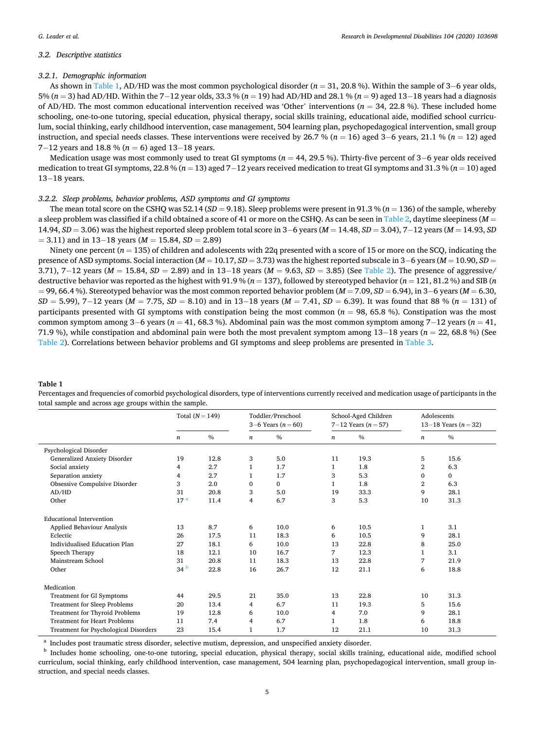### 3.2. Descriptive statistics

#### 3.2.1. Demographic information

As shown in Table 1, AD/HD was the most common psychological disorder ($n = 31$, 20.8 %). Within the sample of 3−6 year olds, 5% ($n = 3$) had AD/HD. Within the 7−12 year olds, 33.3 % ($n = 19$) had AD/HD and 28.1 % ($n = 9$) aged 13−18 years had a diagnosis of AD/HD. The most common educational intervention received was 'Other' interventions ($n = 34$, 22.8 %). These included home schooling, one-to-one tutoring, special education, physical therapy, social skills training, educational aide, modified school curriculum, social thinking, early childhood intervention, case management, 504 learning plan, psychopedagogical intervention, small group instruction, and special needs classes. These interventions were received by 26.7 % ($n = 16$) aged 3−6 years, 21.1 % ($n = 12$) aged 7−12 years and 18.8 % ($n = 6$) aged 13−18 years.

Medication usage was most commonly used to treat GI symptoms ($n = 44$, 29.5 %). Thirty-five percent of 3−6 year olds received medication to treat GI symptoms, 22.8 % ($n = 13$) aged 7−12 years received medication to treat GI symptoms and 31.3 % ($n = 10$) aged 13−18 years.

#### 3.2.2. Sleep problems, behavior problems, ASD symptoms and GI symptoms

The mean total score on the CSHQ was 52.14 ($SD = 9.18$). Sleep problems were present in 91.3 % ($n = 136$) of the sample, whereby a sleep problem was classified if a child obtained a score of 41 or more on the CSHQ. As can be seen in Table 2, daytime sleepiness ($M = 14.94$, $SD = 3.06$) was the highest reported sleep problem total score in 3−6 years ($M = 14.48$, $SD = 3.04$), 7−12 years ($M = 14.93$, $SD = 3.11$) and in 13−18 years ($M = 15.84$, $SD = 2.89$)

Ninety one percent ($n = 135$) of children and adolescents with 22q presented with a score of 15 or more on the SCQ, indicating the presence of ASD symptoms. Social interaction ($M = 10.17$, $SD = 3.73$) was the highest reported subscale in 3−6 years ($M = 10.90$, $SD = 3.71$), 7−12 years ($M = 15.84$, $SD = 2.89$) and in 13−18 years ($M = 9.63$, $SD = 3.85$) (See Table 2). The presence of aggressive/destructive behavior was reported as the highest with 91.9 % ($n = 137$), followed by stereotyped behavior ($n = 121$, 81.2 %) and SIB ($n = 99$, 66.4 %). Stereotyped behavior was the most common reported behavior problem ($M = 7.09$, $SD = 6.94$), in 3−6 years ($M = 6.30$, $SD = 5.99$), 7−12 years ($M = 7.75$, $SD = 8.10$) and in 13−18 years ($M = 7.41$, $SD = 6.39$). It was found that 88 % ($n = 131$) of participants presented with GI symptoms with constipation being the most common ($n = 98$, 65.8 %). Constipation was the most common symptom among 3−6 years ($n = 41$, 68.3 %). Abdominal pain was the most common symptom among 7−12 years ($n = 41$, 71.9 %), while constipation and abdominal pain were both the most prevalent symptom among 13−18 years ($n = 22$, 68.8 %) (See Table 2). Correlations between behavior problems and GI symptoms and sleep problems are presented in Table 3.

**Table 1**
Percentages and frequencies of comorbid psychological disorders, type of interventions currently received and medication usage of participants in the total sample and across age groups within the sample.

| | Total (N = 149) | | Toddler/Preschool 3−6 Years (n = 60) | | School-Aged Children 7−12 Years (n = 57) | | Adolescents 13−18 Years (n = 32) | |
|---|---|---|---|---|---|---|---|---|
| | *n* | % | *n* | % | *n* | % | *n* | % |
| Psychological Disorder | | | | | | | | |
| Generalized Anxiety Disorder | 19 | 12.8 | 3 | 5.0 | 11 | 19.3 | 5 | 15.6 |
| Social anxiety | 4 | 2.7 | 1 | 1.7 | 1 | 1.8 | 2 | 6.3 |
| Separation anxiety | 4 | 2.7 | 1 | 1.7 | 3 | 5.3 | 0 | 0 |
| Obsessive Compulsive Disorder | 3 | 2.0 | 0 | 0 | 1 | 1.8 | 2 | 6.3 |
| AD/HD | 31 | 20.8 | 3 | 5.0 | 19 | 33.3 | 9 | 28.1 |
| Other | 17 [a] | 11.4 | 4 | 6.7 | 3 | 5.3 | 10 | 31.3 |
| Educational Intervention | | | | | | | | |
| Applied Behaviour Analysis | 13 | 8.7 | 6 | 10.0 | 6 | 10.5 | 1 | 3.1 |
| Eclectic | 26 | 17.5 | 11 | 18.3 | 6 | 10.5 | 9 | 28.1 |
| Individualised Education Plan | 27 | 18.1 | 6 | 10.0 | 13 | 22.8 | 8 | 25.0 |
| Speech Therapy | 18 | 12.1 | 10 | 16.7 | 7 | 12.3 | 1 | 3.1 |
| Mainstream School | 31 | 20.8 | 11 | 18.3 | 13 | 22.8 | 7 | 21.9 |
| Other | 34 [b] | 22.8 | 16 | 26.7 | 12 | 21.1 | 6 | 18.8 |
| Medication | | | | | | | | |
| Treatment for GI Symptoms | 44 | 29.5 | 21 | 35.0 | 13 | 22.8 | 10 | 31.3 |
| Treatment for Sleep Problems | 20 | 13.4 | 4 | 6.7 | 11 | 19.3 | 5 | 15.6 |
| Treatment for Thyroid Problems | 19 | 12.8 | 6 | 10.0 | 4 | 7.0 | 9 | 28.1 |
| Treatment for Heart Problems | 11 | 7.4 | 4 | 6.7 | 1 | 1.8 | 6 | 18.8 |
| Treatment for Psychological Disorders | 23 | 15.4 | 1 | 1.7 | 12 | 21.1 | 10 | 31.3 |

[a] Includes post traumatic stress disorder, selective mutism, depression, and unspecified anxiety disorder.

[b] Includes home schooling, one-to-one tutoring, special education, physical therapy, social skills training, educational aide, modified school curriculum, social thinking, early childhood intervention, case management, 504 learning plan, psychopedagogical intervention, small group instruction, and special needs classes.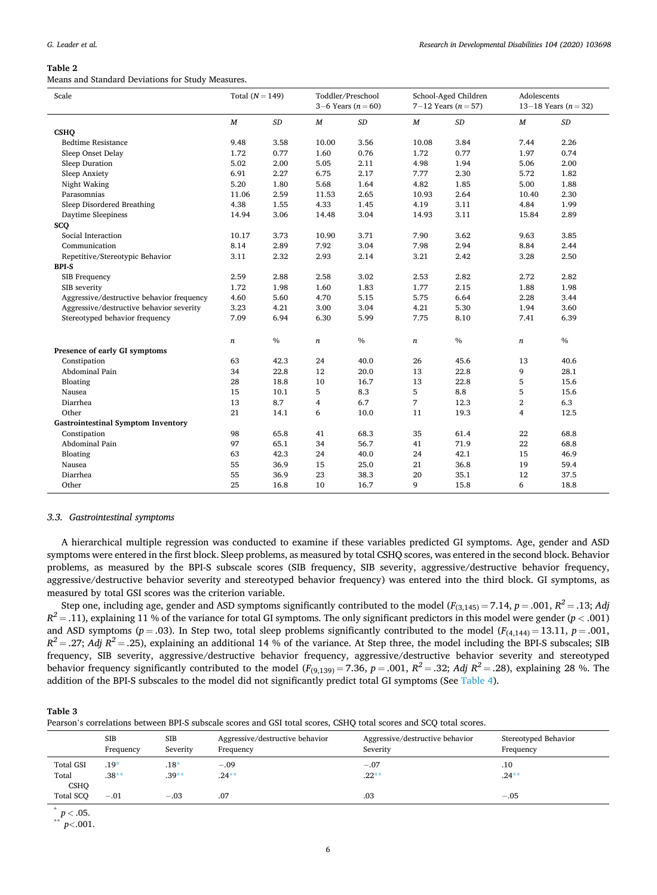**Table 2**
Means and Standard Deviations for Study Measures.

| Scale | Total (*N* = 149) | | Toddler/Preschool 3−6 Years (*n* = 60) | | School-Aged Children 7−12 Years (*n* = 57) | | Adolescents 13−18 Years (*n* = 32) | |
|---|---|---|---|---|---|---|---|---|
| | *M* | *SD* | *M* | *SD* | *M* | *SD* | *M* | *SD* |
| **CSHQ** | | | | | | | | |
| Bedtime Resistance | 9.48 | 3.58 | 10.00 | 3.56 | 10.08 | 3.84 | 7.44 | 2.26 |
| Sleep Onset Delay | 1.72 | 0.77 | 1.60 | 0.76 | 1.72 | 0.77 | 1.97 | 0.74 |
| Sleep Duration | 5.02 | 2.00 | 5.05 | 2.11 | 4.98 | 1.94 | 5.06 | 2.00 |
| Sleep Anxiety | 6.91 | 2.27 | 6.75 | 2.17 | 7.77 | 2.30 | 5.72 | 1.82 |
| Night Waking | 5.20 | 1.80 | 5.68 | 1.64 | 4.82 | 1.85 | 5.00 | 1.88 |
| Parasomnias | 11.06 | 2.59 | 11.53 | 2.65 | 10.93 | 2.64 | 10.40 | 2.30 |
| Sleep Disordered Breathing | 4.38 | 1.55 | 4.33 | 1.45 | 4.19 | 3.11 | 4.84 | 1.99 |
| Daytime Sleepiness | 14.94 | 3.06 | 14.48 | 3.04 | 14.93 | 3.11 | 15.84 | 2.89 |
| **SCQ** | | | | | | | | |
| Social Interaction | 10.17 | 3.73 | 10.90 | 3.71 | 7.90 | 3.62 | 9.63 | 3.85 |
| Communication | 8.14 | 2.89 | 7.92 | 3.04 | 7.98 | 2.94 | 8.84 | 2.44 |
| Repetitive/Stereotypic Behavior | 3.11 | 2.32 | 2.93 | 2.14 | 3.21 | 2.42 | 3.28 | 2.50 |
| **BPI-S** | | | | | | | | |
| SIB Frequency | 2.59 | 2.88 | 2.58 | 3.02 | 2.53 | 2.82 | 2.72 | 2.82 |
| SIB severity | 1.72 | 1.98 | 1.60 | 1.83 | 1.77 | 2.15 | 1.88 | 1.98 |
| Aggressive/destructive behavior frequency | 4.60 | 5.60 | 4.70 | 5.15 | 5.75 | 6.64 | 2.28 | 3.44 |
| Aggressive/destructive behavior severity | 3.23 | 4.21 | 3.00 | 3.04 | 4.21 | 5.30 | 1.94 | 3.60 |
| Stereotyped behavior frequency | 7.09 | 6.94 | 6.30 | 5.99 | 7.75 | 8.10 | 7.41 | 6.39 |
| | *n* | % | *n* | % | *n* | % | *n* | % |
| **Presence of early GI symptoms** | | | | | | | | |
| Constipation | 63 | 42.3 | 24 | 40.0 | 26 | 45.6 | 13 | 40.6 |
| Abdominal Pain | 34 | 22.8 | 12 | 20.0 | 13 | 22.8 | 9 | 28.1 |
| Bloating | 28 | 18.8 | 10 | 16.7 | 13 | 22.8 | 5 | 15.6 |
| Nausea | 15 | 10.1 | 5 | 8.3 | 5 | 8.8 | 5 | 15.6 |
| Diarrhea | 13 | 8.7 | 4 | 6.7 | 7 | 12.3 | 2 | 6.3 |
| Other | 21 | 14.1 | 6 | 10.0 | 11 | 19.3 | 4 | 12.5 |
| **Gastrointestinal Symptom Inventory** | | | | | | | | |
| Constipation | 98 | 65.8 | 41 | 68.3 | 35 | 61.4 | 22 | 68.8 |
| Abdominal Pain | 97 | 65.1 | 34 | 56.7 | 41 | 71.9 | 22 | 68.8 |
| Bloating | 63 | 42.3 | 24 | 40.0 | 24 | 42.1 | 15 | 46.9 |
| Nausea | 55 | 36.9 | 15 | 25.0 | 21 | 36.8 | 19 | 59.4 |
| Diarrhea | 55 | 36.9 | 23 | 38.3 | 20 | 35.1 | 12 | 37.5 |
| Other | 25 | 16.8 | 10 | 16.7 | 9 | 15.8 | 6 | 18.8 |

### 3.3. Gastrointestinal symptoms

A hierarchical multiple regression was conducted to examine if these variables predicted GI symptoms. Age, gender and ASD symptoms were entered in the first block. Sleep problems, as measured by total CSHQ scores, was entered in the second block. Behavior problems, as measured by the BPI-S subscale scores (SIB frequency, SIB severity, aggressive/destructive behavior frequency, aggressive/destructive behavior severity and stereotyped behavior frequency) was entered into the third block. GI symptoms, as measured by total GSI scores was the criterion variable.

Step one, including age, gender and ASD symptoms significantly contributed to the model ($F_{(3,145)} = 7.14$, $p = .001$, $R^2 = .13$; *Adj* $R^2 = .11$), explaining 11 % of the variance for total GI symptoms. The only significant predictors in this model were gender ($p < .001$) and ASD symptoms ($p = .03$). In Step two, total sleep problems significantly contributed to the model ($F_{(4,144)} = 13.11$, $p = .001$, $R^2 = .27$; *Adj* $R^2 = .25$), explaining an additional 14 % of the variance. At Step three, the model including the BPI-S subscales; SIB frequency, SIB severity, aggressive/destructive behavior frequency, aggressive/destructive behavior severity and stereotyped behavior frequency significantly contributed to the model ($F_{(9,139)} = 7.36$, $p = .001$, $R^2 = .32$; *Adj* $R^2 = .28$), explaining 28 %. The addition of the BPI-S subscales to the model did not significantly predict total GI symptoms (See Table 4).

**Table 3**
Pearson's correlations between BPI-S subscale scores and GSI total scores, CSHQ total scores and SCQ total scores.

| | SIB Frequency | SIB Severity | Aggressive/destructive behavior Frequency | Aggressive/destructive behavior Severity | Stereotyped Behavior Frequency |
|---|---|---|---|---|---|
| Total GSI | .19* | .18* | −.09 | −.07 | .10 |
| Total CSHQ | .38** | .39** | .24** | .22** | .24** |
| Total SCQ | −.01 | −.03 | .07 | .03 | −.05 |

\* $p < .05$.
\*\* $p < .001$.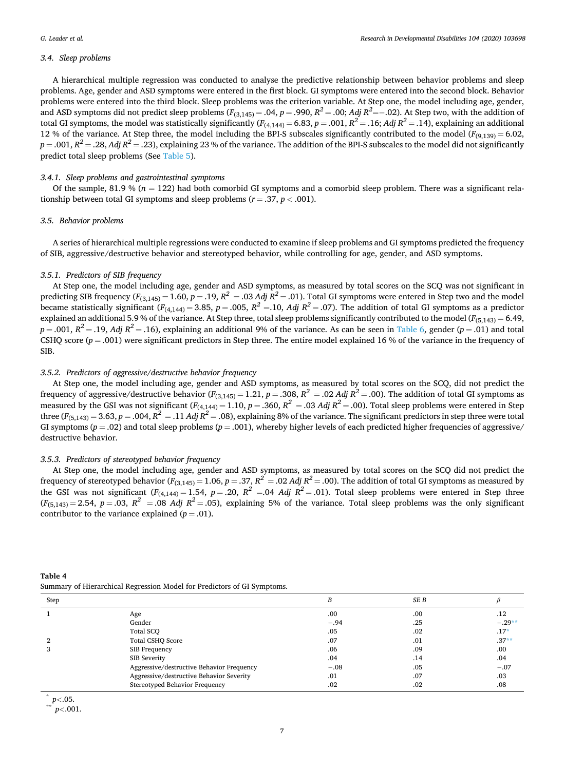### 3.4. Sleep problems

A hierarchical multiple regression was conducted to analyse the predictive relationship between behavior problems and sleep problems. Age, gender and ASD symptoms were entered in the first block. GI symptoms were entered into the second block. Behavior problems were entered into the third block. Sleep problems was the criterion variable. At Step one, the model including age, gender, and ASD symptoms did not predict sleep problems ($F_{(3,145)} = .04$, $p = .990$, $R^2 = .00$; *Adj* $R^2 = -.02$). At Step two, with the addition of total GI symptoms, the model was statistically significantly ($F_{(4,144)} = 6.83$, $p = .001$, $R^2 = .16$; *Adj* $R^2 = .14$), explaining an additional 12 % of the variance. At Step three, the model including the BPI-S subscales significantly contributed to the model ($F_{(9,139)} = 6.02$, $p = .001$, $R^2 = .28$, *Adj* $R^2 = .23$), explaining 23 % of the variance. The addition of the BPI-S subscales to the model did not significantly predict total sleep problems (See Table 5).

#### 3.4.1. Sleep problems and gastrointestinal symptoms

Of the sample, 81.9 % ($n = 122$) had both comorbid GI symptoms and a comorbid sleep problem. There was a significant relationship between total GI symptoms and sleep problems ($r = .37$, $p < .001$).

### 3.5. Behavior problems

A series of hierarchical multiple regressions were conducted to examine if sleep problems and GI symptoms predicted the frequency of SIB, aggressive/destructive behavior and stereotyped behavior, while controlling for age, gender, and ASD symptoms.

#### 3.5.1. Predictors of SIB frequency

At Step one, the model including age, gender and ASD symptoms, as measured by total scores on the SCQ was not significant in predicting SIB frequency ($F_{(3,145)} = 1.60$, $p = .19$, $R^2 = .03$ *Adj* $R^2 = .01$). Total GI symptoms were entered in Step two and the model became statistically significant ($F_{(4,144)} = 3.85$, $p = .005$, $R^2 = .10$, *Adj* $R^2 = .07$). The addition of total GI symptoms as a predictor explained an additional 5.9 % of the variance. At Step three, total sleep problems significantly contributed to the model ($F_{(5,143)} = 6.49$, $p = .001$, $R^2 = .19$, *Adj* $R^2 = .16$), explaining an additional 9% of the variance. As can be seen in Table 6, gender ($p = .01$) and total CSHQ score ($p = .001$) were significant predictors in Step three. The entire model explained 16 % of the variance in the frequency of SIB.

#### 3.5.2. Predictors of aggressive/destructive behavior frequency

At Step one, the model including age, gender and ASD symptoms, as measured by total scores on the SCQ, did not predict the frequency of aggressive/destructive behavior ($F_{(3,145)} = 1.21$, $p = .308$, $R^2 = .02$ *Adj* $R^2 = .00$). The addition of total GI symptoms as measured by the GSI was not significant ($F_{(4,144)} = 1.10$, $p = .360$, $R^2 = .03$ *Adj* $R^2 = .00$). Total sleep problems were entered in Step three ($F_{(5,143)} = 3.63$, $p = .004$, $R^2 = .11$ *Adj* $R^2 = .08$), explaining 8% of the variance. The significant predictors in step three were total GI symptoms ($p = .02$) and total sleep problems ($p = .001$), whereby higher levels of each predicted higher frequencies of aggressive/destructive behavior.

#### 3.5.3. Predictors of stereotyped behavior frequency

At Step one, the model including age, gender and ASD symptoms, as measured by total scores on the SCQ did not predict the frequency of stereotyped behavior ($F_{(3,145)} = 1.06$, $p = .37$, $R^2 = .02$ *Adj* $R^2 = .00$). The addition of total GI symptoms as measured by the GSI was not significant ($F_{(4,144)} = 1.54$, $p = .20$, $R^2 = .04$ *Adj* $R^2 = .01$). Total sleep problems were entered in Step three ($F_{(5,143)} = 2.54$, $p = .03$, $R^2 = .08$ *Adj* $R^2 = .05$), explaining 5% of the variance. Total sleep problems was the only significant contributor to the variance explained ($p = .01$).

**Table 4**
Summary of Hierarchical Regression Model for Predictors of GI Symptoms.

| Step | | *B* | *SE B* | *β* |
|---|---|---|---|---|
| 1 | Age | .00 | .00 | .12 |
| | Gender | −.94 | .25 | −.29** |
| | Total SCQ | .05 | .02 | .17* |
| 2 | Total CSHQ Score | .07 | .01 | .37** |
| 3 | SIB Frequency | .06 | .09 | .00 |
| | SIB Severity | .04 | .14 | .04 |
| | Aggressive/destructive Behavior Frequency | −.08 | .05 | −.07 |
| | Aggressive/destructive Behavior Severity | .01 | .07 | .03 |
| | Stereotyped Behavior Frequency | .02 | .02 | .08 |

\* $p < .05$.
\*\* $p < .001$.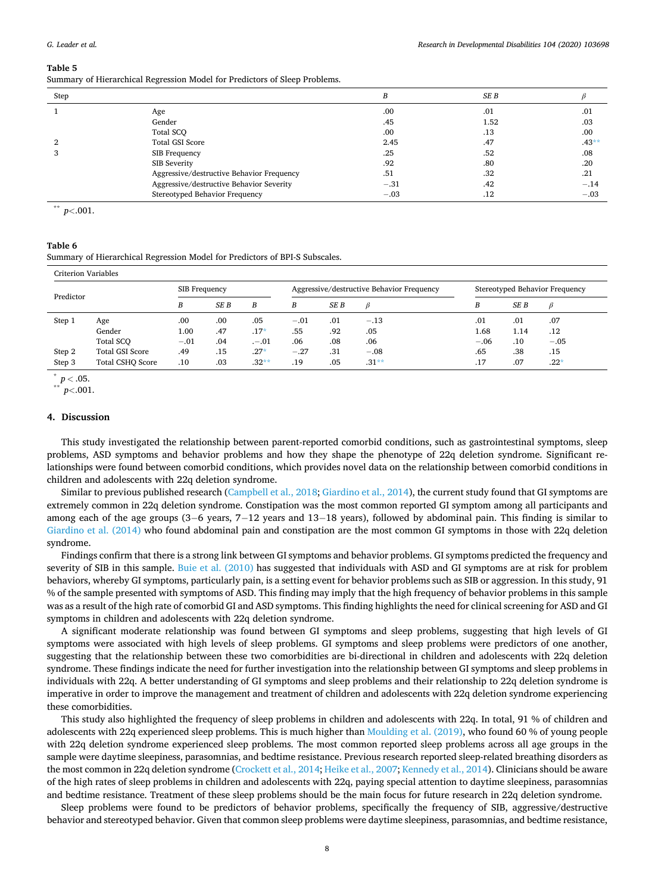**Table 5**
Summary of Hierarchical Regression Model for Predictors of Sleep Problems.

| Step | | *B* | *SE B* | *β* |
|---|---|---|---|---|
| 1 | Age | .00 | .01 | .01 |
| | Gender | .45 | 1.52 | .03 |
| | Total SCQ | .00 | .13 | .00 |
| 2 | Total GSI Score | 2.45 | .47 | .43** |
| 3 | SIB Frequency | .25 | .52 | .08 |
| | SIB Severity | .92 | .80 | .20 |
| | Aggressive/destructive Behavior Frequency | .51 | .32 | .21 |
| | Aggressive/destructive Behavior Severity | −.31 | .42 | −.14 |
| | Stereotyped Behavior Frequency | −.03 | .12 | −.03 |

** $p<.001$.

**Table 6**
Summary of Hierarchical Regression Model for Predictors of BPI-S Subscales.

| Predictor | | SIB Frequency | | | Aggressive/destructive Behavior Frequency | | | Stereotyped Behavior Frequency | | |
|---|---|---|---|---|---|---|---|---|---|---|
| | | *B* | *SE B* | *B* | *B* | *SE B* | *β* | *B* | *SE B* | *β* |
| Step 1 | Age | .00 | .00 | .05 | −.01 | .01 | −.13 | .01 | .01 | .07 |
| | Gender | 1.00 | .47 | .17* | .55 | .92 | .05 | 1.68 | 1.14 | .12 |
| | Total SCQ | −.01 | .04 | .−.01 | .06 | .08 | .06 | −.06 | .10 | −.05 |
| Step 2 | Total GSI Score | .49 | .15 | .27* | −.27 | .31 | −.08 | .65 | .38 | .15 |
| Step 3 | Total CSHQ Score | .10 | .03 | .32** | .19 | .05 | .31** | .17 | .07 | .22* |

* $p < .05$.
** $p<.001$.

## 4. Discussion

This study investigated the relationship between parent-reported comorbid conditions, such as gastrointestinal symptoms, sleep problems, ASD symptoms and behavior problems and how they shape the phenotype of 22q deletion syndrome. Significant relationships were found between comorbid conditions, which provides novel data on the relationship between comorbid conditions in children and adolescents with 22q deletion syndrome.

Similar to previous published research (Campbell et al., 2018; Giardino et al., 2014), the current study found that GI symptoms are extremely common in 22q deletion syndrome. Constipation was the most common reported GI symptom among all participants and among each of the age groups (3−6 years, 7−12 years and 13−18 years), followed by abdominal pain. This finding is similar to Giardino et al. (2014) who found abdominal pain and constipation are the most common GI symptoms in those with 22q deletion syndrome.

Findings confirm that there is a strong link between GI symptoms and behavior problems. GI symptoms predicted the frequency and severity of SIB in this sample. Buie et al. (2010) has suggested that individuals with ASD and GI symptoms are at risk for problem behaviors, whereby GI symptoms, particularly pain, is a setting event for behavior problems such as SIB or aggression. In this study, 91 % of the sample presented with symptoms of ASD. This finding may imply that the high frequency of behavior problems in this sample was as a result of the high rate of comorbid GI and ASD symptoms. This finding highlights the need for clinical screening for ASD and GI symptoms in children and adolescents with 22q deletion syndrome.

A significant moderate relationship was found between GI symptoms and sleep problems, suggesting that high levels of GI symptoms were associated with high levels of sleep problems. GI symptoms and sleep problems were predictors of one another, suggesting that the relationship between these two comorbidities are bi-directional in children and adolescents with 22q deletion syndrome. These findings indicate the need for further investigation into the relationship between GI symptoms and sleep problems in individuals with 22q. A better understanding of GI symptoms and sleep problems and their relationship to 22q deletion syndrome is imperative in order to improve the management and treatment of children and adolescents with 22q deletion syndrome experiencing these comorbidities.

This study also highlighted the frequency of sleep problems in children and adolescents with 22q. In total, 91 % of children and adolescents with 22q experienced sleep problems. This is much higher than Moulding et al. (2019), who found 60 % of young people with 22q deletion syndrome experienced sleep problems. The most common reported sleep problems across all age groups in the sample were daytime sleepiness, parasomnias, and bedtime resistance. Previous research reported sleep-related breathing disorders as the most common in 22q deletion syndrome (Crockett et al., 2014; Heike et al., 2007; Kennedy et al., 2014). Clinicians should be aware of the high rates of sleep problems in children and adolescents with 22q, paying special attention to daytime sleepiness, parasomnias and bedtime resistance. Treatment of these sleep problems should be the main focus for future research in 22q deletion syndrome.

Sleep problems were found to be predictors of behavior problems, specifically the frequency of SIB, aggressive/destructive behavior and stereotyped behavior. Given that common sleep problems were daytime sleepiness, parasomnias, and bedtime resistance,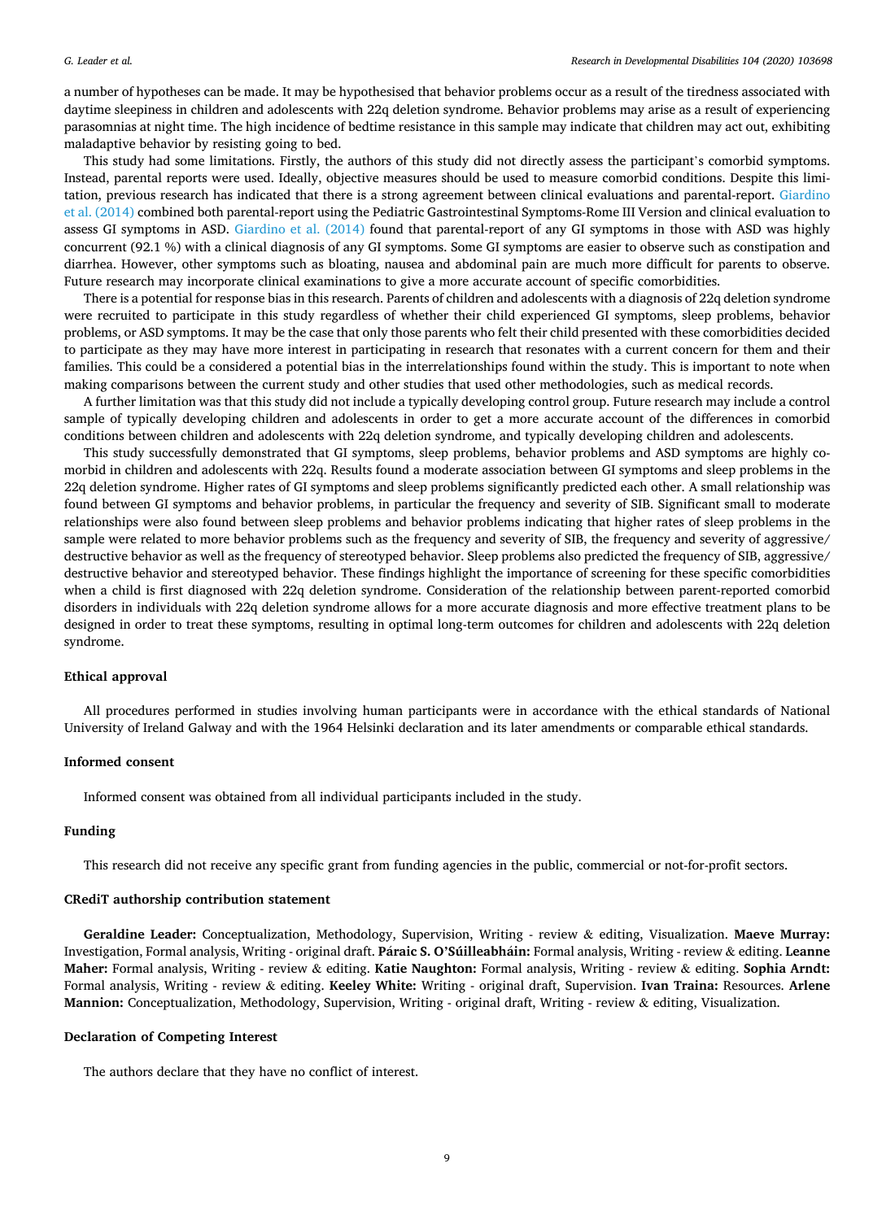a number of hypotheses can be made. It may be hypothesised that behavior problems occur as a result of the tiredness associated with daytime sleepiness in children and adolescents with 22q deletion syndrome. Behavior problems may arise as a result of experiencing parasomnias at night time. The high incidence of bedtime resistance in this sample may indicate that children may act out, exhibiting maladaptive behavior by resisting going to bed.

This study had some limitations. Firstly, the authors of this study did not directly assess the participant's comorbid symptoms. Instead, parental reports were used. Ideally, objective measures should be used to measure comorbid conditions. Despite this limitation, previous research has indicated that there is a strong agreement between clinical evaluations and parental-report. Giardino et al. (2014) combined both parental-report using the Pediatric Gastrointestinal Symptoms-Rome III Version and clinical evaluation to assess GI symptoms in ASD. Giardino et al. (2014) found that parental-report of any GI symptoms in those with ASD was highly concurrent (92.1 %) with a clinical diagnosis of any GI symptoms. Some GI symptoms are easier to observe such as constipation and diarrhea. However, other symptoms such as bloating, nausea and abdominal pain are much more difficult for parents to observe. Future research may incorporate clinical examinations to give a more accurate account of specific comorbidities.

There is a potential for response bias in this research. Parents of children and adolescents with a diagnosis of 22q deletion syndrome were recruited to participate in this study regardless of whether their child experienced GI symptoms, sleep problems, behavior problems, or ASD symptoms. It may be the case that only those parents who felt their child presented with these comorbidities decided to participate as they may have more interest in participating in research that resonates with a current concern for them and their families. This could be a considered a potential bias in the interrelationships found within the study. This is important to note when making comparisons between the current study and other studies that used other methodologies, such as medical records.

A further limitation was that this study did not include a typically developing control group. Future research may include a control sample of typically developing children and adolescents in order to get a more accurate account of the differences in comorbid conditions between children and adolescents with 22q deletion syndrome, and typically developing children and adolescents.

This study successfully demonstrated that GI symptoms, sleep problems, behavior problems and ASD symptoms are highly comorbid in children and adolescents with 22q. Results found a moderate association between GI symptoms and sleep problems in the 22q deletion syndrome. Higher rates of GI symptoms and sleep problems significantly predicted each other. A small relationship was found between GI symptoms and behavior problems, in particular the frequency and severity of SIB. Significant small to moderate relationships were also found between sleep problems and behavior problems indicating that higher rates of sleep problems in the sample were related to more behavior problems such as the frequency and severity of SIB, the frequency and severity of aggressive/destructive behavior as well as the frequency of stereotyped behavior. Sleep problems also predicted the frequency of SIB, aggressive/destructive behavior and stereotyped behavior. These findings highlight the importance of screening for these specific comorbidities when a child is first diagnosed with 22q deletion syndrome. Consideration of the relationship between parent-reported comorbid disorders in individuals with 22q deletion syndrome allows for a more accurate diagnosis and more effective treatment plans to be designed in order to treat these symptoms, resulting in optimal long-term outcomes for children and adolescents with 22q deletion syndrome.

## Ethical approval

All procedures performed in studies involving human participants were in accordance with the ethical standards of National University of Ireland Galway and with the 1964 Helsinki declaration and its later amendments or comparable ethical standards.

## Informed consent

Informed consent was obtained from all individual participants included in the study.

## Funding

This research did not receive any specific grant from funding agencies in the public, commercial or not-for-profit sectors.

## CRediT authorship contribution statement

**Geraldine Leader:** Conceptualization, Methodology, Supervision, Writing - review & editing, Visualization. **Maeve Murray:** Investigation, Formal analysis, Writing - original draft. **Páraic S. O'Súilleabháin:** Formal analysis, Writing - review & editing. **Leanne Maher:** Formal analysis, Writing - review & editing. **Katie Naughton:** Formal analysis, Writing - review & editing. **Sophia Arndt:** Formal analysis, Writing - review & editing. **Keeley White:** Writing - original draft, Supervision. **Ivan Traina:** Resources. **Arlene Mannion:** Conceptualization, Methodology, Supervision, Writing - original draft, Writing - review & editing, Visualization.

## Declaration of Competing Interest

The authors declare that they have no conflict of interest.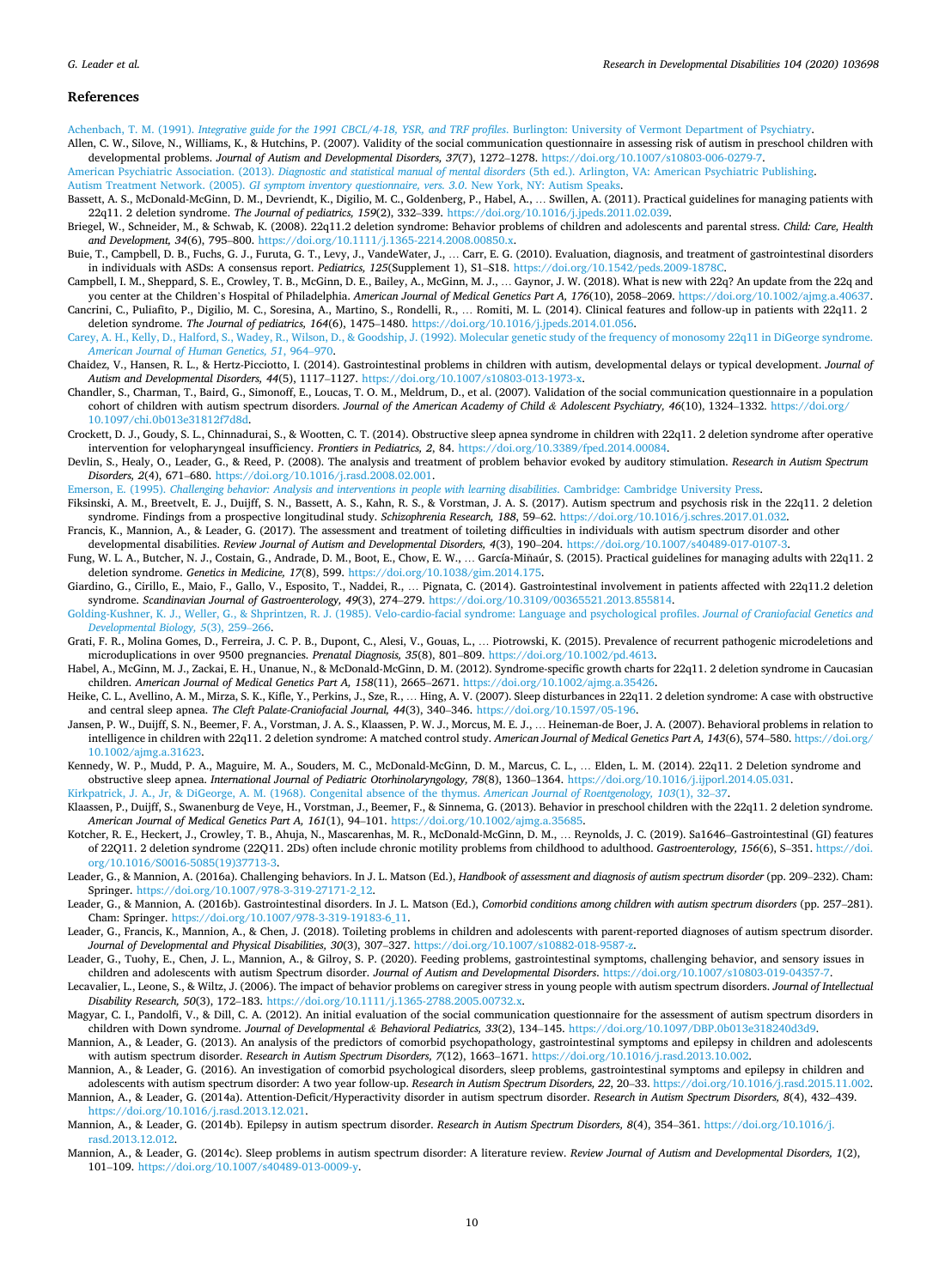## References

Achenbach, T. M. (1991). *Integrative guide for the 1991 CBCL/4-18, YSR, and TRF profiles*. Burlington: University of Vermont Department of Psychiatry.

Allen, C. W., Silove, N., Williams, K., & Hutchins, P. (2007). Validity of the social communication questionnaire in assessing risk of autism in preschool children with developmental problems. *Journal of Autism and Developmental Disorders, 37*(7), 1272–1278. https://doi.org/10.1007/s10803-006-0279-7.

American Psychiatric Association. (2013). *Diagnostic and statistical manual of mental disorders* (5th ed.). Arlington, VA: American Psychiatric Publishing.

Autism Treatment Network. (2005). *GI symptom inventory questionnaire, vers. 3.0*. New York, NY: Autism Speaks.

Bassett, A. S., McDonald-McGinn, D. M., Devriendt, K., Digilio, M. C., Goldenberg, P., Habel, A., … Swillen, A. (2011). Practical guidelines for managing patients with 22q11. 2 deletion syndrome. *The Journal of pediatrics, 159*(2), 332–339. https://doi.org/10.1016/j.jpeds.2011.02.039.

Briegel, W., Schneider, M., & Schwab, K. (2008). 22q11.2 deletion syndrome: Behavior problems of children and adolescents and parental stress. *Child: Care, Health and Development, 34*(6), 795–800. https://doi.org/10.1111/j.1365-2214.2008.00850.x.

Buie, T., Campbell, D. B., Fuchs, G. J., Furuta, G. T., Levy, J., VandeWater, J., … Carr, E. G. (2010). Evaluation, diagnosis, and treatment of gastrointestinal disorders in individuals with ASDs: A consensus report. *Pediatrics, 125*(Supplement 1), S1–S18. https://doi.org/10.1542/peds.2009-1878C.

Campbell, I. M., Sheppard, S. E., Crowley, T. B., McGinn, D. E., Bailey, A., McGinn, M. J., … Gaynor, J. W. (2018). What is new with 22q? An update from the 22q and you center at the Children's Hospital of Philadelphia. *American Journal of Medical Genetics Part A, 176*(10), 2058–2069. https://doi.org/10.1002/ajmg.a.40637.

Cancrini, C., Puliafito, P., Digilio, M. C., Soresina, A., Martino, S., Rondelli, R., … Romiti, M. L. (2014). Clinical features and follow-up in patients with 22q11. 2 deletion syndrome. *The Journal of pediatrics, 164*(6), 1475–1480. https://doi.org/10.1016/j.jpeds.2014.01.056.

Carey, A. H., Kelly, D., Halford, S., Wadey, R., Wilson, D., & Goodship, J. (1992). Molecular genetic study of the frequency of monosomy 22q11 in DiGeorge syndrome. *American Journal of Human Genetics, 51*, 964–970.

Chaidez, V., Hansen, R. L., & Hertz-Picciotto, I. (2014). Gastrointestinal problems in children with autism, developmental delays or typical development. *Journal of Autism and Developmental Disorders, 44*(5), 1117–1127. https://doi.org/10.1007/s10803-013-1973-x.

Chandler, S., Charman, T., Baird, G., Simonoff, E., Loucas, T. O. M., Meldrum, D., et al. (2007). Validation of the social communication questionnaire in a population cohort of children with autism spectrum disorders. *Journal of the American Academy of Child & Adolescent Psychiatry, 46*(10), 1324–1332. https://doi.org/10.1097/chi.0b013e31812f7d8d.

Crockett, D. J., Goudy, S. L., Chinnadurai, S., & Wootten, C. T. (2014). Obstructive sleep apnea syndrome in children with 22q11. 2 deletion syndrome after operative intervention for velopharyngeal insufficiency. *Frontiers in Pediatrics, 2*, 84. https://doi.org/10.3389/fped.2014.00084.

Devlin, S., Healy, O., Leader, G., & Reed, P. (2008). The analysis and treatment of problem behavior evoked by auditory stimulation. *Research in Autism Spectrum Disorders, 2*(4), 671–680. https://doi.org/10.1016/j.rasd.2008.02.001.

Emerson, E. (1995). *Challenging behavior: Analysis and interventions in people with learning disabilities*. Cambridge: Cambridge University Press.

Fiksinski, A. M., Breetvelt, E. J., Duijff, S. N., Bassett, A. S., Kahn, R. S., & Vorstman, J. A. S. (2017). Autism spectrum and psychosis risk in the 22q11. 2 deletion syndrome. Findings from a prospective longitudinal study. *Schizophrenia Research, 188*, 59–62. https://doi.org/10.1016/j.schres.2017.01.032.

Francis, K., Mannion, A., & Leader, G. (2017). The assessment and treatment of toileting difficulties in individuals with autism spectrum disorder and other developmental disabilities. *Review Journal of Autism and Developmental Disorders, 4*(3), 190–204. https://doi.org/10.1007/s40489-017-0107-3.

Fung, W. L. A., Butcher, N. J., Costain, G., Andrade, D. M., Boot, E., Chow, E. W., … García-Miñaúr, S. (2015). Practical guidelines for managing adults with 22q11. 2 deletion syndrome. *Genetics in Medicine, 17*(8), 599. https://doi.org/10.1038/gim.2014.175.

Giardino, G., Cirillo, E., Maio, F., Gallo, V., Esposito, T., Naddei, R., … Pignata, C. (2014). Gastrointestinal involvement in patients affected with 22q11.2 deletion syndrome. *Scandinavian Journal of Gastroenterology, 49*(3), 274–279. https://doi.org/10.3109/00365521.2013.855814.

Golding-Kushner, K. J., Weller, G., & Shprintzen, R. J. (1985). Velo-cardio-facial syndrome: Language and psychological profiles. *Journal of Craniofacial Genetics and Developmental Biology, 5*(3), 259–266.

Grati, F. R., Molina Gomes, D., Ferreira, J. C. P. B., Dupont, C., Alesi, V., Gouas, L., … Piotrowski, K. (2015). Prevalence of recurrent pathogenic microdeletions and microduplications in over 9500 pregnancies. *Prenatal Diagnosis, 35*(8), 801–809. https://doi.org/10.1002/pd.4613.

Habel, A., McGinn, M. J., Zackai, E. H., Unanue, N., & McDonald-McGinn, D. M. (2012). Syndrome-specific growth charts for 22q11. 2 deletion syndrome in Caucasian children. *American Journal of Medical Genetics Part A, 158*(11), 2665–2671. https://doi.org/10.1002/ajmg.a.35426.

Heike, C. L., Avellino, A. M., Mirza, S. K., Kifle, Y., Perkins, J., Sze, R., … Hing, A. V. (2007). Sleep disturbances in 22q11. 2 deletion syndrome: A case with obstructive and central sleep apnea. *The Cleft Palate-Craniofacial Journal, 44*(3), 340–346. https://doi.org/10.1597/05-196.

Jansen, P. W., Duijff, S. N., Beemer, F. A., Vorstman, J. A. S., Klaassen, P. W. J., Morcus, M. E. J., … Heineman-de Boer, J. A. (2007). Behavioral problems in relation to intelligence in children with 22q11. 2 deletion syndrome: A matched control study. *American Journal of Medical Genetics Part A, 143*(6), 574–580. https://doi.org/10.1002/ajmg.a.31623.

Kennedy, W. P., Mudd, P. A., Maguire, M. A., Souders, M. C., McDonald-McGinn, D. M., Marcus, C. L., … Elden, L. M. (2014). 22q11. 2 Deletion syndrome and obstructive sleep apnea. *International Journal of Pediatric Otorhinolaryngology, 78*(8), 1360–1364. https://doi.org/10.1016/j.ijporl.2014.05.031.

Kirkpatrick, J. A., Jr, & DiGeorge, A. M. (1968). Congenital absence of the thymus. *American Journal of Roentgenology, 103*(1), 32–37.

Klaassen, P., Duijff, S., Swanenburg de Veye, H., Vorstman, J., Beemer, F., & Sinnema, G. (2013). Behavior in preschool children with the 22q11. 2 deletion syndrome. *American Journal of Medical Genetics Part A, 161*(1), 94–101. https://doi.org/10.1002/ajmg.a.35685.

Kotcher, R. E., Heckert, J., Crowley, T. B., Ahuja, N., Mascarenhas, M. R., McDonald-McGinn, D. M., … Reynolds, J. C. (2019). Sa1646–Gastrointestinal (GI) features of 22Q11. 2 deletion syndrome (22Q11. 2Ds) often include chronic motility problems from childhood to adulthood. *Gastroenterology, 156*(6), S–351. https://doi.org/10.1016/S0016-5085(19)37713-3.

Leader, G., & Mannion, A. (2016a). Challenging behaviors. In J. L. Matson (Ed.), *Handbook of assessment and diagnosis of autism spectrum disorder* (pp. 209–232). Cham: Springer. https://doi.org/10.1007/978-3-319-27171-2_12.

Leader, G., & Mannion, A. (2016b). Gastrointestinal disorders. In J. L. Matson (Ed.), *Comorbid conditions among children with autism spectrum disorders* (pp. 257–281). Cham: Springer. https://doi.org/10.1007/978-3-319-19183-6_11.

Leader, G., Francis, K., Mannion, A., & Chen, J. (2018). Toileting problems in children and adolescents with parent-reported diagnoses of autism spectrum disorder. *Journal of Developmental and Physical Disabilities, 30*(3), 307–327. https://doi.org/10.1007/s10882-018-9587-z.

Leader, G., Tuohy, E., Chen, J. L., Mannion, A., & Gilroy, S. P. (2020). Feeding problems, gastrointestinal symptoms, challenging behavior, and sensory issues in children and adolescents with autism Spectrum disorder. *Journal of Autism and Developmental Disorders*. https://doi.org/10.1007/s10803-019-04357-7.

Lecavalier, L., Leone, S., & Wiltz, J. (2006). The impact of behavior problems on caregiver stress in young people with autism spectrum disorders. *Journal of Intellectual Disability Research, 50*(3), 172–183. https://doi.org/10.1111/j.1365-2788.2005.00732.x.

Magyar, C. I., Pandolfi, V., & Dill, C. A. (2012). An initial evaluation of the social communication questionnaire for the assessment of autism spectrum disorders in children with Down syndrome. *Journal of Developmental & Behavioral Pediatrics, 33*(2), 134–145. https://doi.org/10.1097/DBP.0b013e318240d3d9.

Mannion, A., & Leader, G. (2013). An analysis of the predictors of comorbid psychopathology, gastrointestinal symptoms and epilepsy in children and adolescents with autism spectrum disorder. *Research in Autism Spectrum Disorders, 7*(12), 1663–1671. https://doi.org/10.1016/j.rasd.2013.10.002.

Mannion, A., & Leader, G. (2016). An investigation of comorbid psychological disorders, sleep problems, gastrointestinal symptoms and epilepsy in children and adolescents with autism spectrum disorder: A two year follow-up. *Research in Autism Spectrum Disorders, 22*, 20–33. https://doi.org/10.1016/j.rasd.2015.11.002.

Mannion, A., & Leader, G. (2014a). Attention-Deficit/Hyperactivity disorder in autism spectrum disorder. *Research in Autism Spectrum Disorders, 8*(4), 432–439. https://doi.org/10.1016/j.rasd.2013.12.021.

Mannion, A., & Leader, G. (2014b). Epilepsy in autism spectrum disorder. *Research in Autism Spectrum Disorders, 8*(4), 354–361. https://doi.org/10.1016/j.rasd.2013.12.012.

Mannion, A., & Leader, G. (2014c). Sleep problems in autism spectrum disorder: A literature review. *Review Journal of Autism and Developmental Disorders, 1*(2), 101–109. https://doi.org/10.1007/s40489-013-0009-y.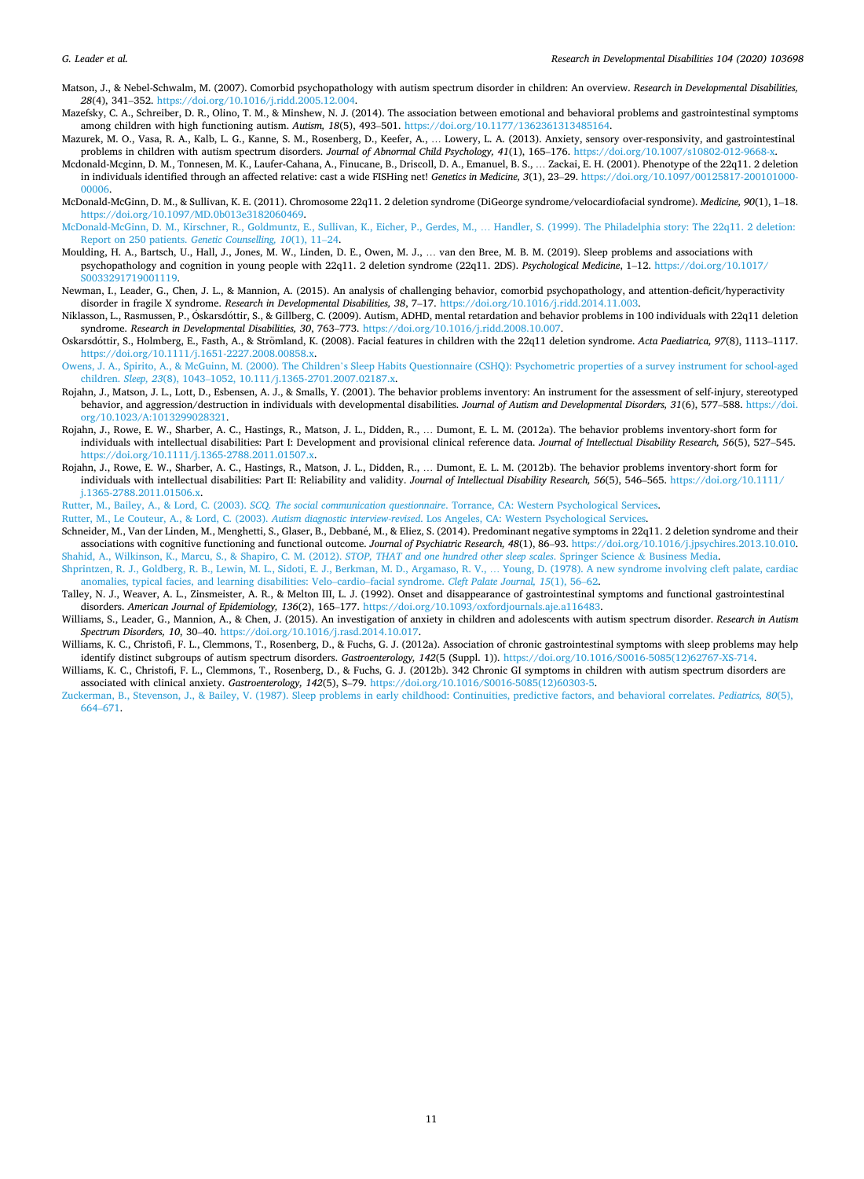Matson, J., & Nebel-Schwalm, M. (2007). Comorbid psychopathology with autism spectrum disorder in children: An overview. *Research in Developmental Disabilities, 28*(4), 341–352. https://doi.org/10.1016/j.ridd.2005.12.004.

Mazefsky, C. A., Schreiber, D. R., Olino, T. M., & Minshew, N. J. (2014). The association between emotional and behavioral problems and gastrointestinal symptoms among children with high functioning autism. *Autism, 18*(5), 493–501. https://doi.org/10.1177/1362361313485164.

Mazurek, M. O., Vasa, R. A., Kalb, L. G., Kanne, S. M., Rosenberg, D., Keefer, A., … Lowery, L. A. (2013). Anxiety, sensory over-responsivity, and gastrointestinal problems in children with autism spectrum disorders. *Journal of Abnormal Child Psychology, 41*(1), 165–176. https://doi.org/10.1007/s10802-012-9668-x.

Mcdonald-Mcginn, D. M., Tonnesen, M. K., Laufer-Cahana, A., Finucane, B., Driscoll, D. A., Emanuel, B. S., … Zackai, E. H. (2001). Phenotype of the 22q11. 2 deletion in individuals identified through an affected relative: cast a wide FISHing net! *Genetics in Medicine, 3*(1), 23–29. https://doi.org/10.1097/00125817-200101000-00006.

McDonald-McGinn, D. M., & Sullivan, K. E. (2011). Chromosome 22q11. 2 deletion syndrome (DiGeorge syndrome/velocardiofacial syndrome). *Medicine, 90*(1), 1–18. https://doi.org/10.1097/MD.0b013e3182060469.

McDonald-McGinn, D. M., Kirschner, R., Goldmuntz, E., Sullivan, K., Eicher, P., Gerdes, M., … Handler, S. (1999). The Philadelphia story: The 22q11. 2 deletion: Report on 250 patients. *Genetic Counselling, 10*(1), 11–24.

Moulding, H. A., Bartsch, U., Hall, J., Jones, M. W., Linden, D. E., Owen, M. J., … van den Bree, M. B. M. (2019). Sleep problems and associations with psychopathology and cognition in young people with 22q11. 2 deletion syndrome (22q11. 2DS). *Psychological Medicine*, 1–12. https://doi.org/10.1017/S0033291719001119.

Newman, I., Leader, G., Chen, J. L., & Mannion, A. (2015). An analysis of challenging behavior, comorbid psychopathology, and attention-deficit/hyperactivity disorder in fragile X syndrome. *Research in Developmental Disabilities, 38*, 7–17. https://doi.org/10.1016/j.ridd.2014.11.003.

Niklasson, L., Rasmussen, P., Óskarsdóttir, S., & Gillberg, C. (2009). Autism, ADHD, mental retardation and behavior problems in 100 individuals with 22q11 deletion syndrome. *Research in Developmental Disabilities, 30*, 763–773. https://doi.org/10.1016/j.ridd.2008.10.007.

Oskarsdóttir, S., Holmberg, E., Fasth, A., & Strömland, K. (2008). Facial features in children with the 22q11 deletion syndrome. *Acta Paediatrica, 97*(8), 1113–1117. https://doi.org/10.1111/j.1651-2227.2008.00858.x.

Owens, J. A., Spirito, A., & McGuinn, M. (2000). The Children's Sleep Habits Questionnaire (CSHQ): Psychometric properties of a survey instrument for school-aged children. *Sleep, 23*(8), 1043–1052, 10.111/j.1365-2701.2007.02187.x.

Rojahn, J., Matson, J. L., Lott, D., Esbensen, A. J., & Smalls, Y. (2001). The behavior problems inventory: An instrument for the assessment of self-injury, stereotyped behavior, and aggression/destruction in individuals with developmental disabilities. *Journal of Autism and Developmental Disorders, 31*(6), 577–588. https://doi.org/10.1023/A:1013299028321.

Rojahn, J., Rowe, E. W., Sharber, A. C., Hastings, R., Matson, J. L., Didden, R., … Dumont, E. L. M. (2012a). The behavior problems inventory-short form for individuals with intellectual disabilities: Part I: Development and provisional clinical reference data. *Journal of Intellectual Disability Research, 56*(5), 527–545. https://doi.org/10.1111/j.1365-2788.2011.01507.x.

Rojahn, J., Rowe, E. W., Sharber, A. C., Hastings, R., Matson, J. L., Didden, R., … Dumont, E. L. M. (2012b). The behavior problems inventory-short form for individuals with intellectual disabilities: Part II: Reliability and validity. *Journal of Intellectual Disability Research, 56*(5), 546–565. https://doi.org/10.1111/j.1365-2788.2011.01506.x.

Rutter, M., Bailey, A., & Lord, C. (2003). *SCQ. The social communication questionnaire*. Torrance, CA: Western Psychological Services.

Rutter, M., Le Couteur, A., & Lord, C. (2003). *Autism diagnostic interview-revised*. Los Angeles, CA: Western Psychological Services.

Schneider, M., Van der Linden, M., Menghetti, S., Glaser, B., Debbané, M., & Eliez, S. (2014). Predominant negative symptoms in 22q11. 2 deletion syndrome and their associations with cognitive functioning and functional outcome. *Journal of Psychiatric Research, 48*(1), 86–93. https://doi.org/10.1016/j.jpsychires.2013.10.010.

Shahid, A., Wilkinson, K., Marcu, S., & Shapiro, C. M. (2012). *STOP, THAT and one hundred other sleep scales*. Springer Science & Business Media.

Shprintzen, R. J., Goldberg, R. B., Lewin, M. L., Sidoti, E. J., Berkman, M. D., Argamaso, R. V., … Young, D. (1978). A new syndrome involving cleft palate, cardiac anomalies, typical facies, and learning disabilities: Velo–cardio–facial syndrome. *Cleft Palate Journal, 15*(1), 56–62.

Talley, N. J., Weaver, A. L., Zinsmeister, A. R., & Melton III, L. J. (1992). Onset and disappearance of gastrointestinal symptoms and functional gastrointestinal disorders. *American Journal of Epidemiology, 136*(2), 165–177. https://doi.org/10.1093/oxfordjournals.aje.a116483.

Williams, S., Leader, G., Mannion, A., & Chen, J. (2015). An investigation of anxiety in children and adolescents with autism spectrum disorder. *Research in Autism Spectrum Disorders, 10*, 30–40. https://doi.org/10.1016/j.rasd.2014.10.017.

Williams, K. C., Christofi, F. L., Clemmons, T., Rosenberg, D., & Fuchs, G. J. (2012a). Association of chronic gastrointestinal symptoms with sleep problems may help identify distinct subgroups of autism spectrum disorders. *Gastroenterology, 142*(5 (Suppl. 1)). https://doi.org/10.1016/S0016-5085(12)62767-XS-714.

Williams, K. C., Christofi, F. L., Clemmons, T., Rosenberg, D., & Fuchs, G. J. (2012b). 342 Chronic GI symptoms in children with autism spectrum disorders are associated with clinical anxiety. *Gastroenterology, 142*(5), S–79. https://doi.org/10.1016/S0016-5085(12)60303-5.

Zuckerman, B., Stevenson, J., & Bailey, V. (1987). Sleep problems in early childhood: Continuities, predictive factors, and behavioral correlates. *Pediatrics, 80*(5), 664–671.